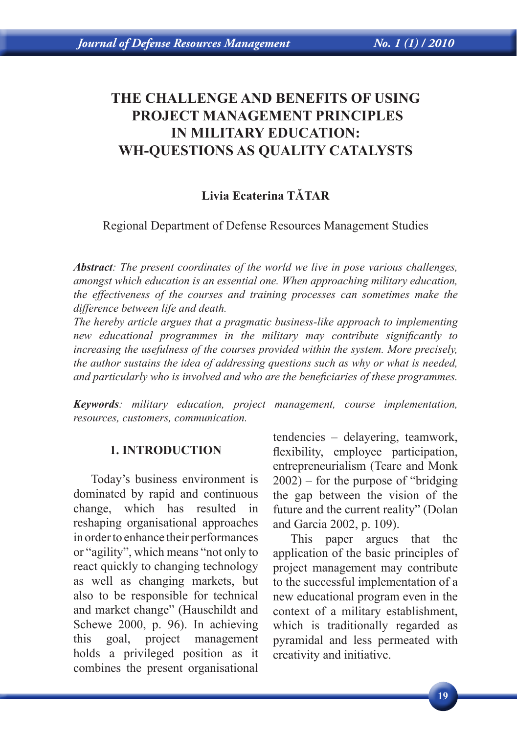# THE CHALLENGE AND BENEFITS OF USING PROJECT MANAGEMENT PRINCIPLES IN MILITARY EDUCATION: WH-QUESTIONS AS QUALITY CATALYSTS

**Livia Ecaterina TĂTAR**

Regional Department of Defense Resources Management Studies

***Abstract**: The present coordinates of the world we live in pose various challenges, amongst which education is an essential one. When approaching military education, the effectiveness of the courses and training processes can sometimes make the difference between life and death.*

*The hereby article argues that a pragmatic business-like approach to implementing new educational programmes in the military may contribute significantly to increasing the usefulness of the courses provided within the system. More precisely, the author sustains the idea of addressing questions such as why or what is needed, and particularly who is involved and who are the beneficiaries of these programmes.*

***Keywords**: military education, project management, course implementation, resources, customers, communication.*

## 1. INTRODUCTION

Today's business environment is dominated by rapid and continuous change, which has resulted in reshaping organisational approaches in order to enhance their performances or "agility", which means "not only to react quickly to changing technology as well as changing markets, but also to be responsible for technical and market change" (Hauschildt and Schewe 2000, p. 96). In achieving this goal, project management holds a privileged position as it combines the present organisational tendencies – delayering, teamwork, flexibility, employee participation, entrepreneurialism (Teare and Monk 2002) – for the purpose of "bridging the gap between the vision of the future and the current reality" (Dolan and Garcia 2002, p. 109).

This paper argues that the application of the basic principles of project management may contribute to the successful implementation of a new educational program even in the context of a military establishment, which is traditionally regarded as pyramidal and less permeated with creativity and initiative.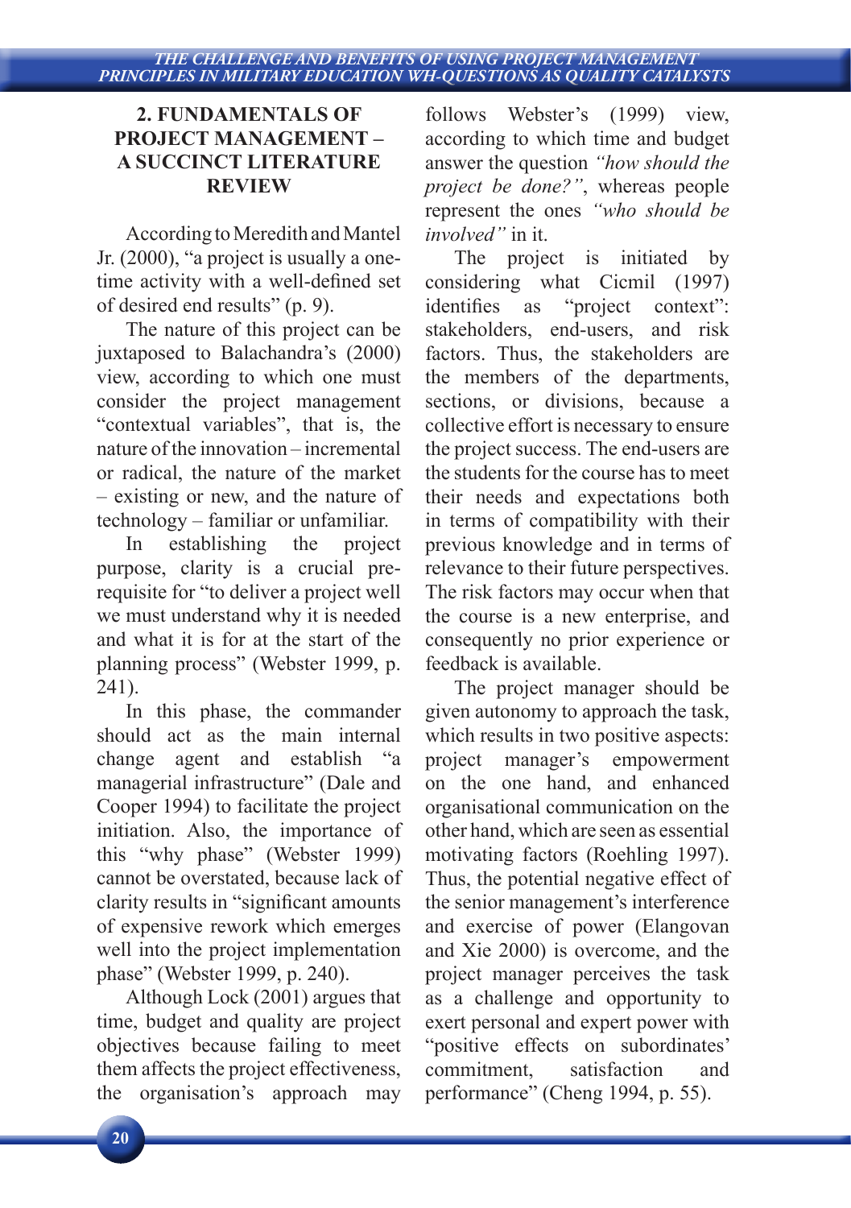## 2. FUNDAMENTALS OF PROJECT MANAGEMENT – A SUCCINCT LITERATURE REVIEW

According to Meredith and Mantel Jr. (2000), "a project is usually a one-time activity with a well-defined set of desired end results" (p. 9).

The nature of this project can be juxtaposed to Balachandra's (2000) view, according to which one must consider the project management "contextual variables", that is, the nature of the innovation – incremental or radical, the nature of the market – existing or new, and the nature of technology – familiar or unfamiliar.

In establishing the project purpose, clarity is a crucial pre-requisite for "to deliver a project well we must understand why it is needed and what it is for at the start of the planning process" (Webster 1999, p. 241).

In this phase, the commander should act as the main internal change agent and establish "a managerial infrastructure" (Dale and Cooper 1994) to facilitate the project initiation. Also, the importance of this "why phase" (Webster 1999) cannot be overstated, because lack of clarity results in "significant amounts of expensive rework which emerges well into the project implementation phase" (Webster 1999, p. 240).

Although Lock (2001) argues that time, budget and quality are project objectives because failing to meet them affects the project effectiveness, the organisation's approach may follows Webster's (1999) view, according to which time and budget answer the question *"how should the project be done?"*, whereas people represent the ones *"who should be involved"* in it.

The project is initiated by considering what Cicmil (1997) identifies as "project context": stakeholders, end-users, and risk factors. Thus, the stakeholders are the members of the departments, sections, or divisions, because a collective effort is necessary to ensure the project success. The end-users are the students for the course has to meet their needs and expectations both in terms of compatibility with their previous knowledge and in terms of relevance to their future perspectives. The risk factors may occur when that the course is a new enterprise, and consequently no prior experience or feedback is available.

The project manager should be given autonomy to approach the task, which results in two positive aspects: project manager's empowerment on the one hand, and enhanced organisational communication on the other hand, which are seen as essential motivating factors (Roehling 1997). Thus, the potential negative effect of the senior management's interference and exercise of power (Elangovan and Xie 2000) is overcome, and the project manager perceives the task as a challenge and opportunity to exert personal and expert power with "positive effects on subordinates' commitment, satisfaction and performance" (Cheng 1994, p. 55).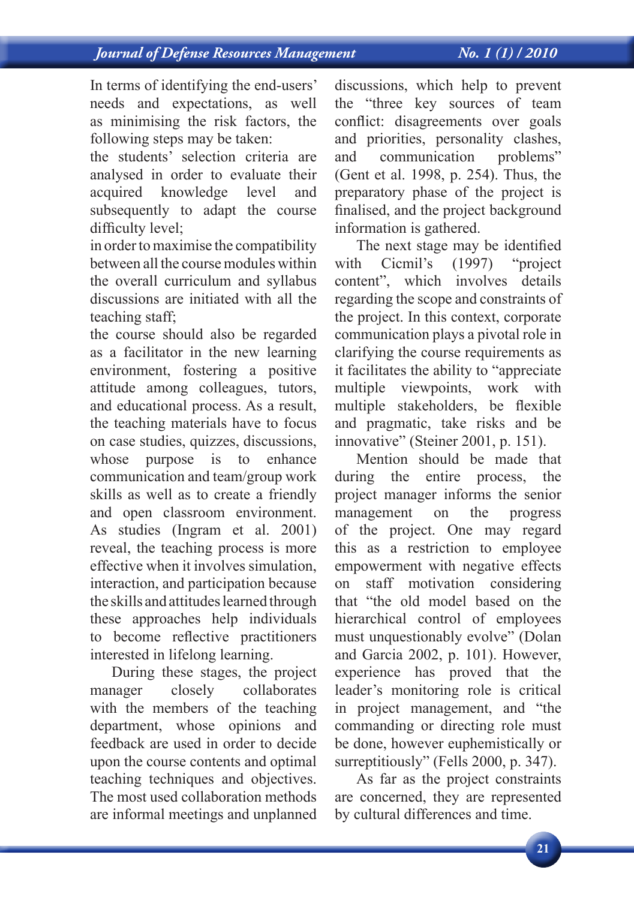In terms of identifying the end-users' needs and expectations, as well as minimising the risk factors, the following steps may be taken:

the students' selection criteria are analysed in order to evaluate their acquired knowledge level and subsequently to adapt the course difficulty level;

in order to maximise the compatibility between all the course modules within the overall curriculum and syllabus discussions are initiated with all the teaching staff;

the course should also be regarded as a facilitator in the new learning environment, fostering a positive attitude among colleagues, tutors, and educational process. As a result, the teaching materials have to focus on case studies, quizzes, discussions, whose purpose is to enhance communication and team/group work skills as well as to create a friendly and open classroom environment. As studies (Ingram et al. 2001) reveal, the teaching process is more effective when it involves simulation, interaction, and participation because the skills and attitudes learned through these approaches help individuals to become reflective practitioners interested in lifelong learning.

During these stages, the project manager closely collaborates with the members of the teaching department, whose opinions and feedback are used in order to decide upon the course contents and optimal teaching techniques and objectives. The most used collaboration methods are informal meetings and unplanned discussions, which help to prevent the "three key sources of team conflict: disagreements over goals and priorities, personality clashes, and communication problems" (Gent et al. 1998, p. 254). Thus, the preparatory phase of the project is finalised, and the project background information is gathered.

The next stage may be identified with Cicmil's (1997) "project content", which involves details regarding the scope and constraints of the project. In this context, corporate communication plays a pivotal role in clarifying the course requirements as it facilitates the ability to "appreciate multiple viewpoints, work with multiple stakeholders, be flexible and pragmatic, take risks and be innovative" (Steiner 2001, p. 151).

Mention should be made that during the entire process, the project manager informs the senior management on the progress of the project. One may regard this as a restriction to employee empowerment with negative effects on staff motivation considering that "the old model based on the hierarchical control of employees must unquestionably evolve" (Dolan and Garcia 2002, p. 101). However, experience has proved that the leader's monitoring role is critical in project management, and "the commanding or directing role must be done, however euphemistically or surreptitiously" (Fells 2000, p. 347).

As far as the project constraints are concerned, they are represented by cultural differences and time.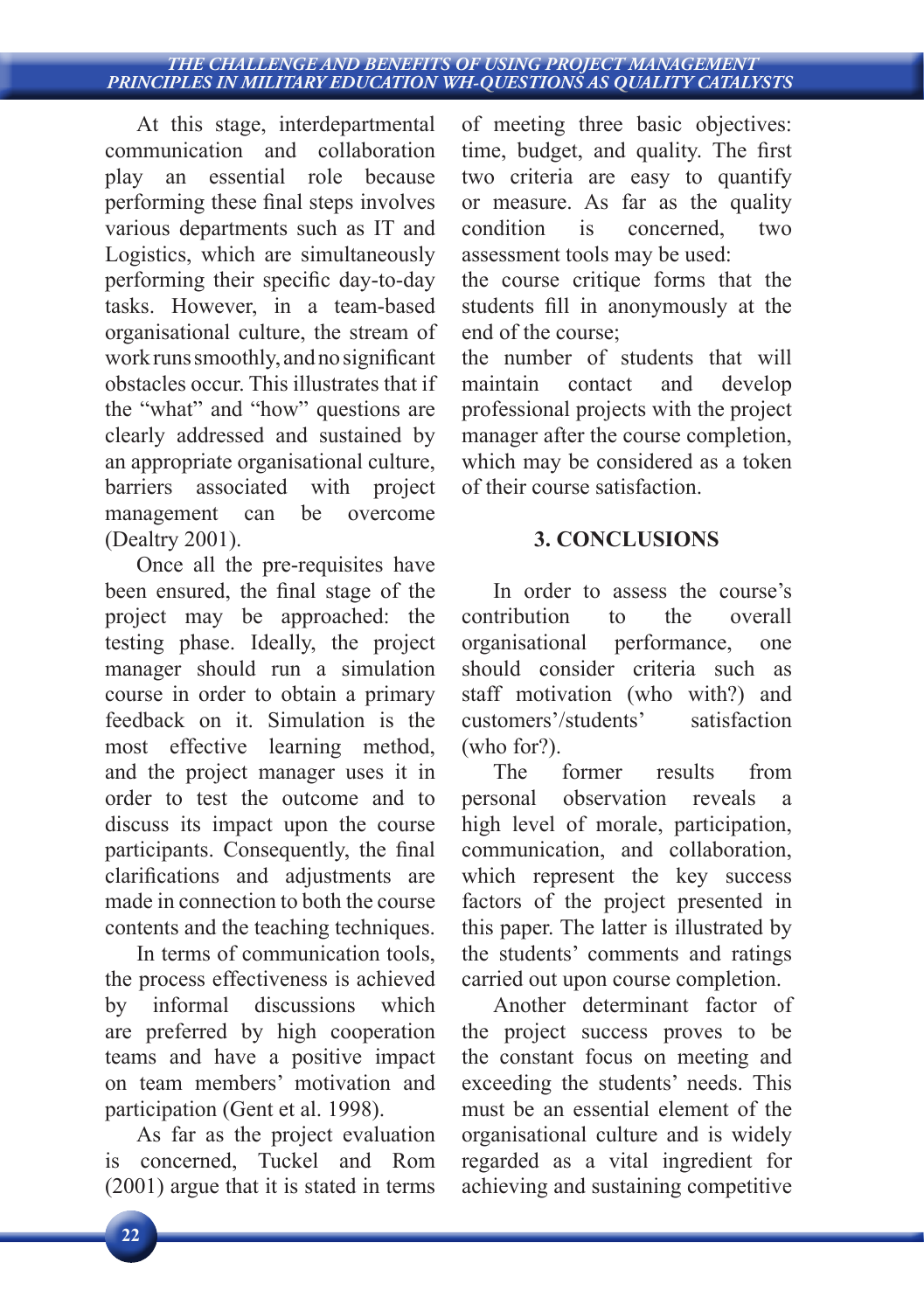At this stage, interdepartmental communication and collaboration play an essential role because performing these final steps involves various departments such as IT and Logistics, which are simultaneously performing their specific day-to-day tasks. However, in a team-based organisational culture, the stream of work runs smoothly, and no significant obstacles occur. This illustrates that if the "what" and "how" questions are clearly addressed and sustained by an appropriate organisational culture, barriers associated with project management can be overcome (Dealtry 2001).

Once all the pre-requisites have been ensured, the final stage of the project may be approached: the testing phase. Ideally, the project manager should run a simulation course in order to obtain a primary feedback on it. Simulation is the most effective learning method, and the project manager uses it in order to test the outcome and to discuss its impact upon the course participants. Consequently, the final clarifications and adjustments are made in connection to both the course contents and the teaching techniques.

In terms of communication tools, the process effectiveness is achieved by informal discussions which are preferred by high cooperation teams and have a positive impact on team members' motivation and participation (Gent et al. 1998).

As far as the project evaluation is concerned, Tuckel and Rom (2001) argue that it is stated in terms of meeting three basic objectives: time, budget, and quality. The first two criteria are easy to quantify or measure. As far as the quality condition is concerned, two assessment tools may be used:

the course critique forms that the students fill in anonymously at the end of the course;

the number of students that will maintain contact and develop professional projects with the project manager after the course completion, which may be considered as a token of their course satisfaction.

## 3. CONCLUSIONS

In order to assess the course's contribution to the overall organisational performance, one should consider criteria such as staff motivation (who with?) and customers'/students' satisfaction (who for?).

The former results from personal observation reveals a high level of morale, participation, communication, and collaboration, which represent the key success factors of the project presented in this paper. The latter is illustrated by the students' comments and ratings carried out upon course completion.

Another determinant factor of the project success proves to be the constant focus on meeting and exceeding the students' needs. This must be an essential element of the organisational culture and is widely regarded as a vital ingredient for achieving and sustaining competitive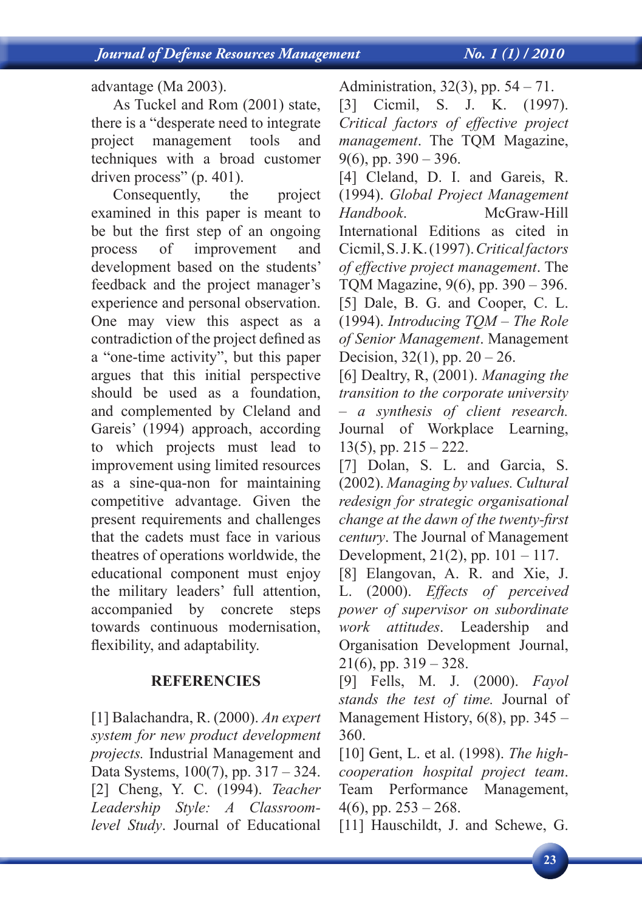advantage (Ma 2003).

As Tuckel and Rom (2001) state, there is a "desperate need to integrate project management tools and techniques with a broad customer driven process" (p. 401).

Consequently, the project examined in this paper is meant to be but the first step of an ongoing process of improvement and development based on the students' feedback and the project manager's experience and personal observation. One may view this aspect as a contradiction of the project defined as a "one-time activity", but this paper argues that this initial perspective should be used as a foundation, and complemented by Cleland and Gareis' (1994) approach, according to which projects must lead to improvement using limited resources as a sine-qua-non for maintaining competitive advantage. Given the present requirements and challenges that the cadets must face in various theatres of operations worldwide, the educational component must enjoy the military leaders' full attention, accompanied by concrete steps towards continuous modernisation, flexibility, and adaptability.

## REFERENCIES

[1] Balachandra, R. (2000). *An expert system for new product development projects.* Industrial Management and Data Systems, 100(7), pp. 317 – 324.

[2] Cheng, Y. C. (1994). *Teacher Leadership Style: A Classroom-level Study*. Journal of Educational Administration, 32(3), pp. 54 – 71.

[3] Cicmil, S. J. K. (1997). *Critical factors of effective project management*. The TQM Magazine, 9(6), pp. 390 – 396.

[4] Cleland, D. I. and Gareis, R. (1994). *Global Project Management Handbook*. McGraw-Hill International Editions as cited in Cicmil, S. J. K. (1997). *Critical factors of effective project management*. The TQM Magazine, 9(6), pp. 390 – 396.

[5] Dale, B. G. and Cooper, C. L. (1994). *Introducing TQM – The Role of Senior Management*. Management Decision, 32(1), pp. 20 – 26.

[6] Dealtry, R, (2001). *Managing the transition to the corporate university – a synthesis of client research.* Journal of Workplace Learning, 13(5), pp. 215 – 222.

[7] Dolan, S. L. and Garcia, S. (2002). *Managing by values. Cultural redesign for strategic organisational change at the dawn of the twenty-first century*. The Journal of Management Development, 21(2), pp. 101 – 117.

[8] Elangovan, A. R. and Xie, J. L. (2000). *Effects of perceived power of supervisor on subordinate work attitudes*. Leadership and Organisation Development Journal, 21(6), pp. 319 – 328.

[9] Fells, M. J. (2000). *Fayol stands the test of time.* Journal of Management History, 6(8), pp. 345 – 360.

[10] Gent, L. et al. (1998). *The high-cooperation hospital project team*. Team Performance Management, 4(6), pp. 253 – 268.

[11] Hauschildt, J. and Schewe, G.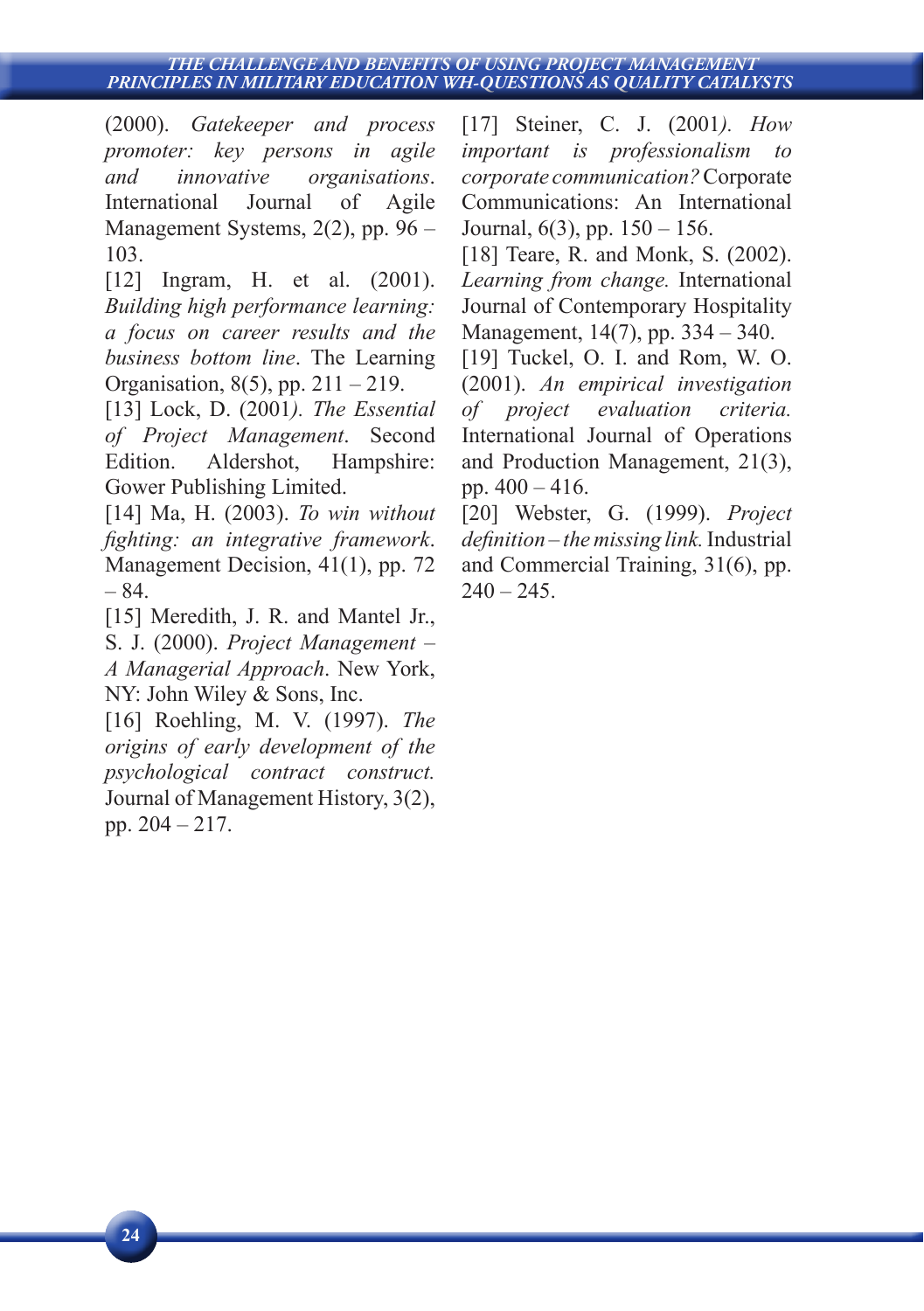(2000). *Gatekeeper and process promoter: key persons in agile and innovative organisations*. International Journal of Agile Management Systems, 2(2), pp. 96 – 103.

[12] Ingram, H. et al. (2001). *Building high performance learning: a focus on career results and the business bottom line*. The Learning Organisation, 8(5), pp. 211 – 219.

[13] Lock, D. (2001*). The Essential of Project Management*. Second Edition. Aldershot, Hampshire: Gower Publishing Limited.

[14] Ma, H. (2003). *To win without fighting: an integrative framework*. Management Decision, 41(1), pp. 72 – 84.

[15] Meredith, J. R. and Mantel Jr., S. J. (2000). *Project Management – A Managerial Approach*. New York, NY: John Wiley & Sons, Inc.

[16] Roehling, M. V. (1997). *The origins of early development of the psychological contract construct.* Journal of Management History, 3(2), pp. 204 – 217.

[17] Steiner, C. J. (2001*). How important is professionalism to corporate communication?* Corporate Communications: An International Journal, 6(3), pp. 150 – 156.

[18] Teare, R. and Monk, S. (2002). *Learning from change.* International Journal of Contemporary Hospitality Management, 14(7), pp. 334 – 340.

[19] Tuckel, O. I. and Rom, W. O. (2001). *An empirical investigation of project evaluation criteria.* International Journal of Operations and Production Management, 21(3), pp. 400 – 416.

[20] Webster, G. (1999). *Project definition – the missing link.* Industrial and Commercial Training, 31(6), pp. 240 – 245.